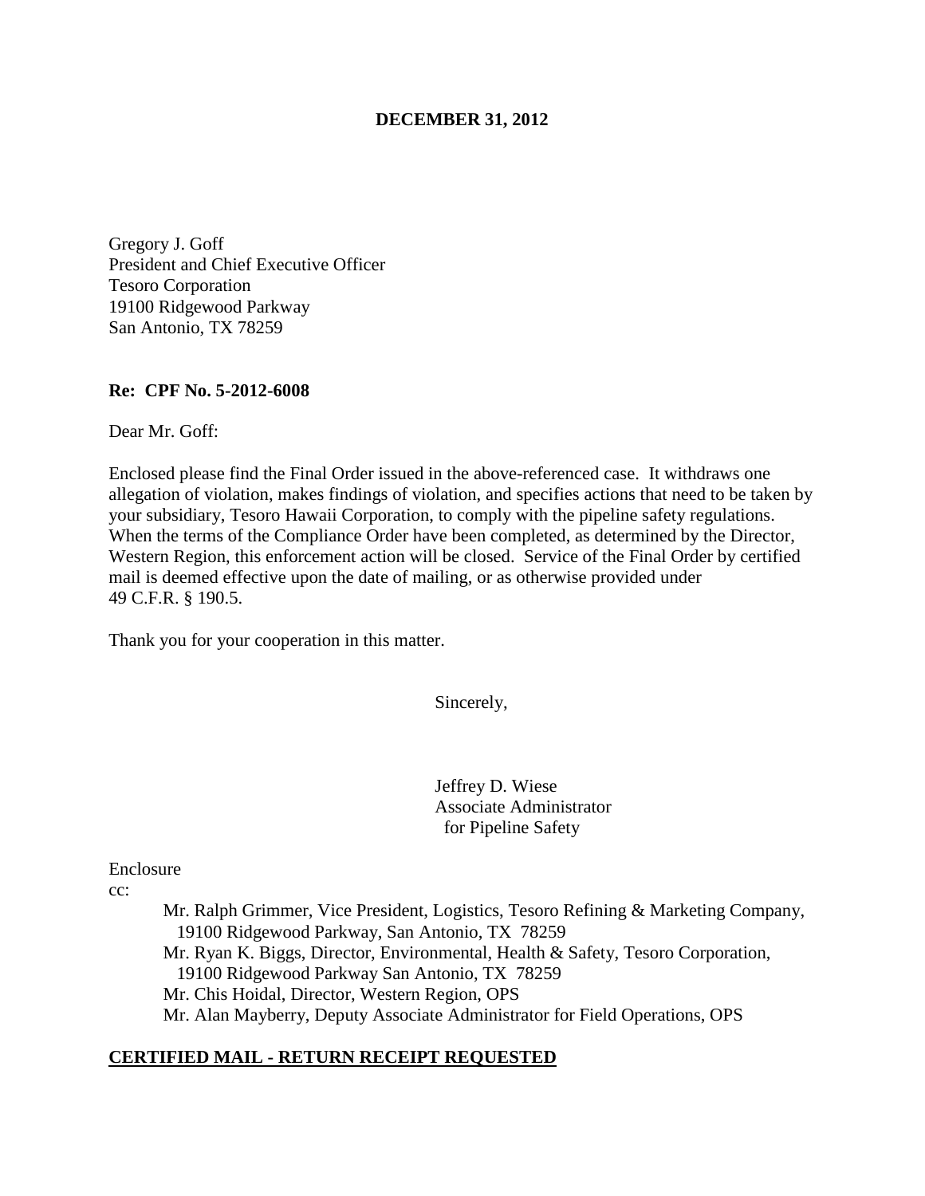**DECEMBER 31, 2012**

Gregory J. Goff
President and Chief Executive Officer
Tesoro Corporation
19100 Ridgewood Parkway
San Antonio, TX 78259

**Re: CPF No. 5-2012-6008**

Dear Mr. Goff:

Enclosed please find the Final Order issued in the above-referenced case. It withdraws one allegation of violation, makes findings of violation, and specifies actions that need to be taken by your subsidiary, Tesoro Hawaii Corporation, to comply with the pipeline safety regulations. When the terms of the Compliance Order have been completed, as determined by the Director, Western Region, this enforcement action will be closed. Service of the Final Order by certified mail is deemed effective upon the date of mailing, or as otherwise provided under 49 C.F.R. § 190.5.

Thank you for your cooperation in this matter.

Sincerely,

Jeffrey D. Wiese
Associate Administrator
for Pipeline Safety

Enclosure
cc:

Mr. Ralph Grimmer, Vice President, Logistics, Tesoro Refining & Marketing Company, 19100 Ridgewood Parkway, San Antonio, TX 78259
Mr. Ryan K. Biggs, Director, Environmental, Health & Safety, Tesoro Corporation, 19100 Ridgewood Parkway San Antonio, TX 78259
Mr. Chis Hoidal, Director, Western Region, OPS
Mr. Alan Mayberry, Deputy Associate Administrator for Field Operations, OPS

**CERTIFIED MAIL - RETURN RECEIPT REQUESTED**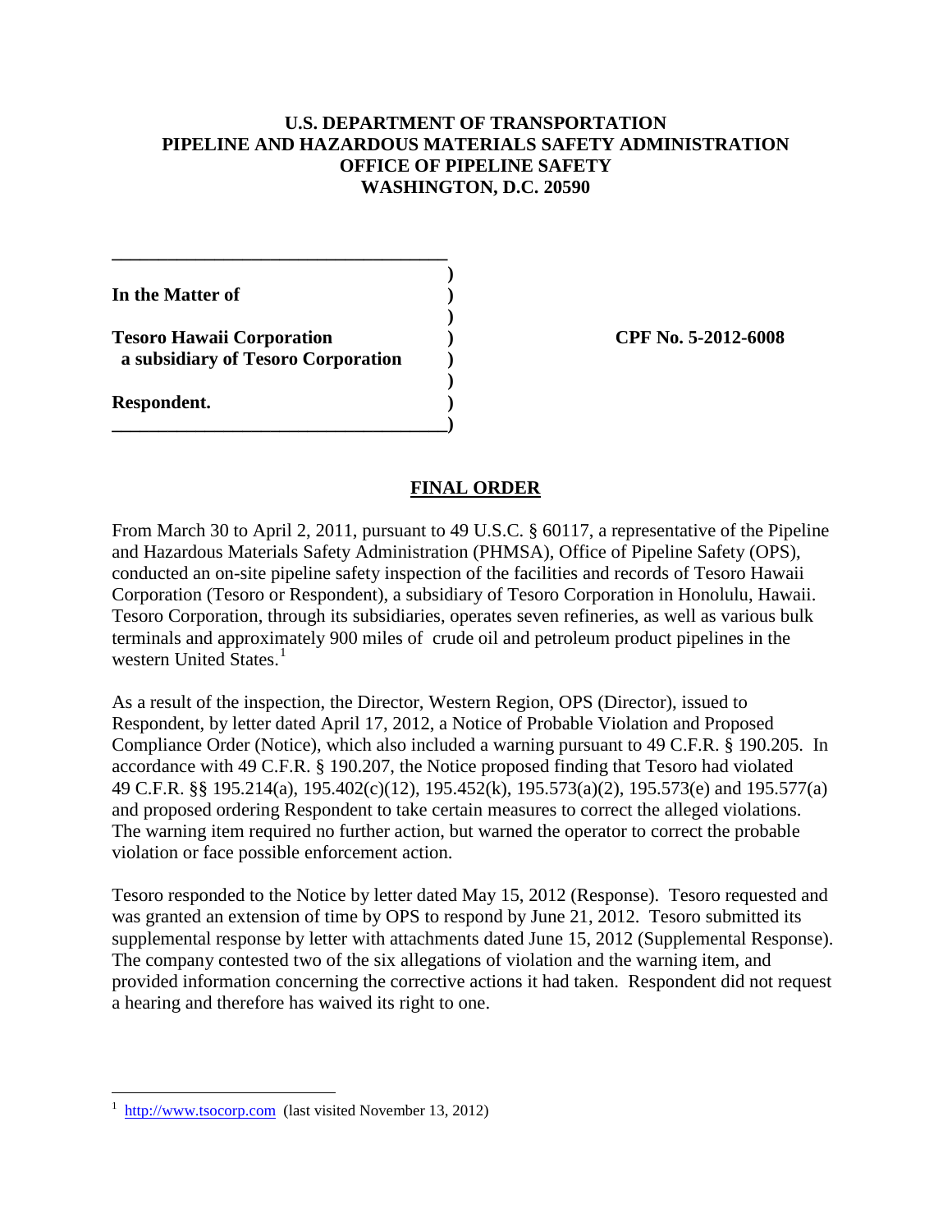**U.S. DEPARTMENT OF TRANSPORTATION**
**PIPELINE AND HAZARDOUS MATERIALS SAFETY ADMINISTRATION**
**OFFICE OF PIPELINE SAFETY**
**WASHINGTON, D.C. 20590**

| | | |
|---|---|---|
| **In the Matter of** | ) | |
| | ) | |
| **Tesoro Hawaii Corporation** | ) | **CPF No. 5-2012-6008** |
| **a subsidiary of Tesoro Corporation** | ) | |
| | ) | |
| **Respondent.** | ) | |

## FINAL ORDER

From March 30 to April 2, 2011, pursuant to 49 U.S.C. § 60117, a representative of the Pipeline and Hazardous Materials Safety Administration (PHMSA), Office of Pipeline Safety (OPS), conducted an on-site pipeline safety inspection of the facilities and records of Tesoro Hawaii Corporation (Tesoro or Respondent), a subsidiary of Tesoro Corporation in Honolulu, Hawaii. Tesoro Corporation, through its subsidiaries, operates seven refineries, as well as various bulk terminals and approximately 900 miles of crude oil and petroleum product pipelines in the western United States.[1]

As a result of the inspection, the Director, Western Region, OPS (Director), issued to Respondent, by letter dated April 17, 2012, a Notice of Probable Violation and Proposed Compliance Order (Notice), which also included a warning pursuant to 49 C.F.R. § 190.205. In accordance with 49 C.F.R. § 190.207, the Notice proposed finding that Tesoro had violated 49 C.F.R. §§ 195.214(a), 195.402(c)(12), 195.452(k), 195.573(a)(2), 195.573(e) and 195.577(a) and proposed ordering Respondent to take certain measures to correct the alleged violations. The warning item required no further action, but warned the operator to correct the probable violation or face possible enforcement action.

Tesoro responded to the Notice by letter dated May 15, 2012 (Response). Tesoro requested and was granted an extension of time by OPS to respond by June 21, 2012. Tesoro submitted its supplemental response by letter with attachments dated June 15, 2012 (Supplemental Response). The company contested two of the six allegations of violation and the warning item, and provided information concerning the corrective actions it had taken. Respondent did not request a hearing and therefore has waived its right to one.

---

[1] http://www.tsocorp.com (last visited November 13, 2012)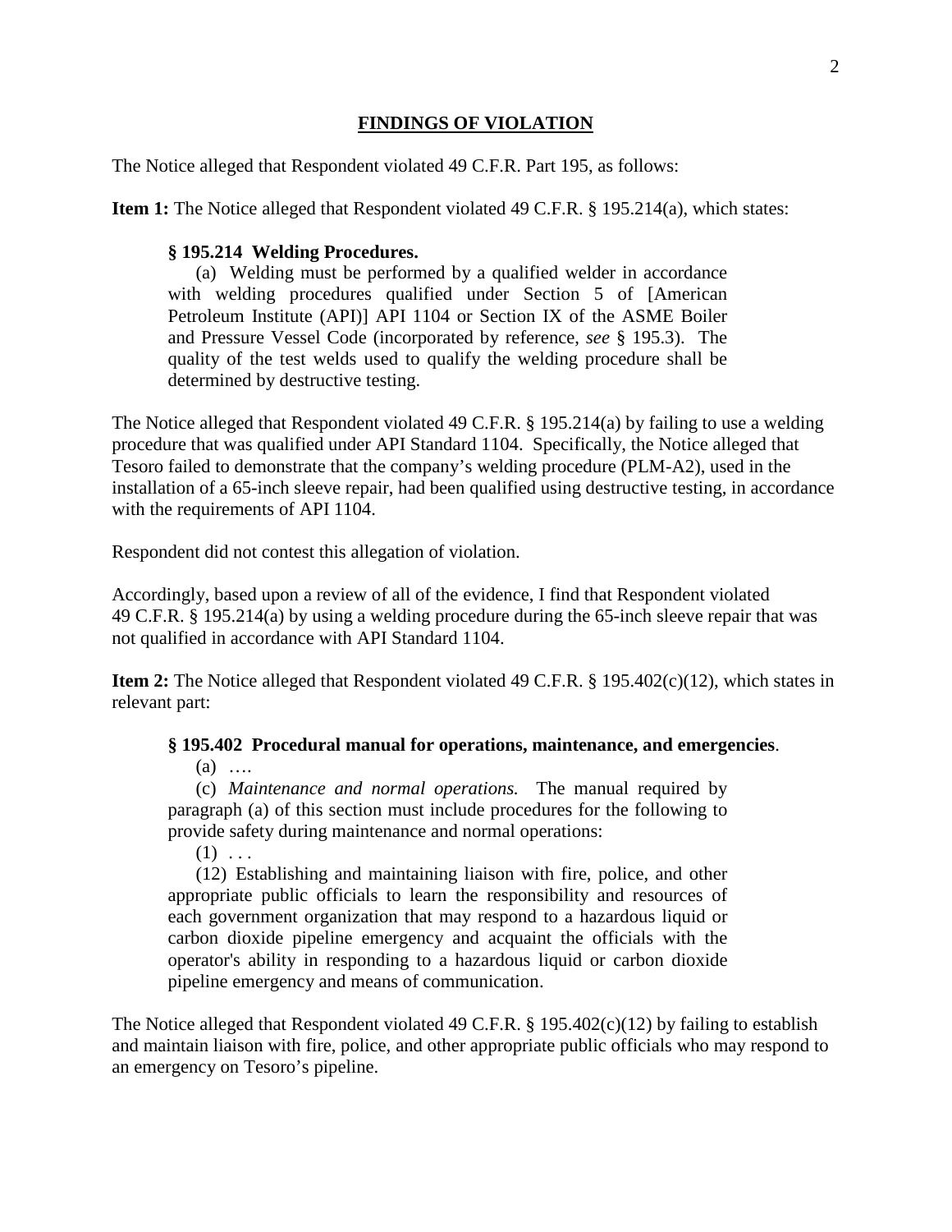## FINDINGS OF VIOLATION

The Notice alleged that Respondent violated 49 C.F.R. Part 195, as follows:

**Item 1:** The Notice alleged that Respondent violated 49 C.F.R. § 195.214(a), which states:

> **§ 195.214 Welding Procedures.**
>
> (a) Welding must be performed by a qualified welder in accordance with welding procedures qualified under Section 5 of [American Petroleum Institute (API)] API 1104 or Section IX of the ASME Boiler and Pressure Vessel Code (incorporated by reference, *see* § 195.3). The quality of the test welds used to qualify the welding procedure shall be determined by destructive testing.

The Notice alleged that Respondent violated 49 C.F.R. § 195.214(a) by failing to use a welding procedure that was qualified under API Standard 1104. Specifically, the Notice alleged that Tesoro failed to demonstrate that the company's welding procedure (PLM-A2), used in the installation of a 65-inch sleeve repair, had been qualified using destructive testing, in accordance with the requirements of API 1104.

Respondent did not contest this allegation of violation.

Accordingly, based upon a review of all of the evidence, I find that Respondent violated 49 C.F.R. § 195.214(a) by using a welding procedure during the 65-inch sleeve repair that was not qualified in accordance with API Standard 1104.

**Item 2:** The Notice alleged that Respondent violated 49 C.F.R. § 195.402(c)(12), which states in relevant part:

> **§ 195.402 Procedural manual for operations, maintenance, and emergencies**.
>
> (a) ….
>
> (c) *Maintenance and normal operations.* The manual required by paragraph (a) of this section must include procedures for the following to provide safety during maintenance and normal operations:
>
> (1) . . .
>
> (12) Establishing and maintaining liaison with fire, police, and other appropriate public officials to learn the responsibility and resources of each government organization that may respond to a hazardous liquid or carbon dioxide pipeline emergency and acquaint the officials with the operator's ability in responding to a hazardous liquid or carbon dioxide pipeline emergency and means of communication.

The Notice alleged that Respondent violated 49 C.F.R. § 195.402(c)(12) by failing to establish and maintain liaison with fire, police, and other appropriate public officials who may respond to an emergency on Tesoro's pipeline.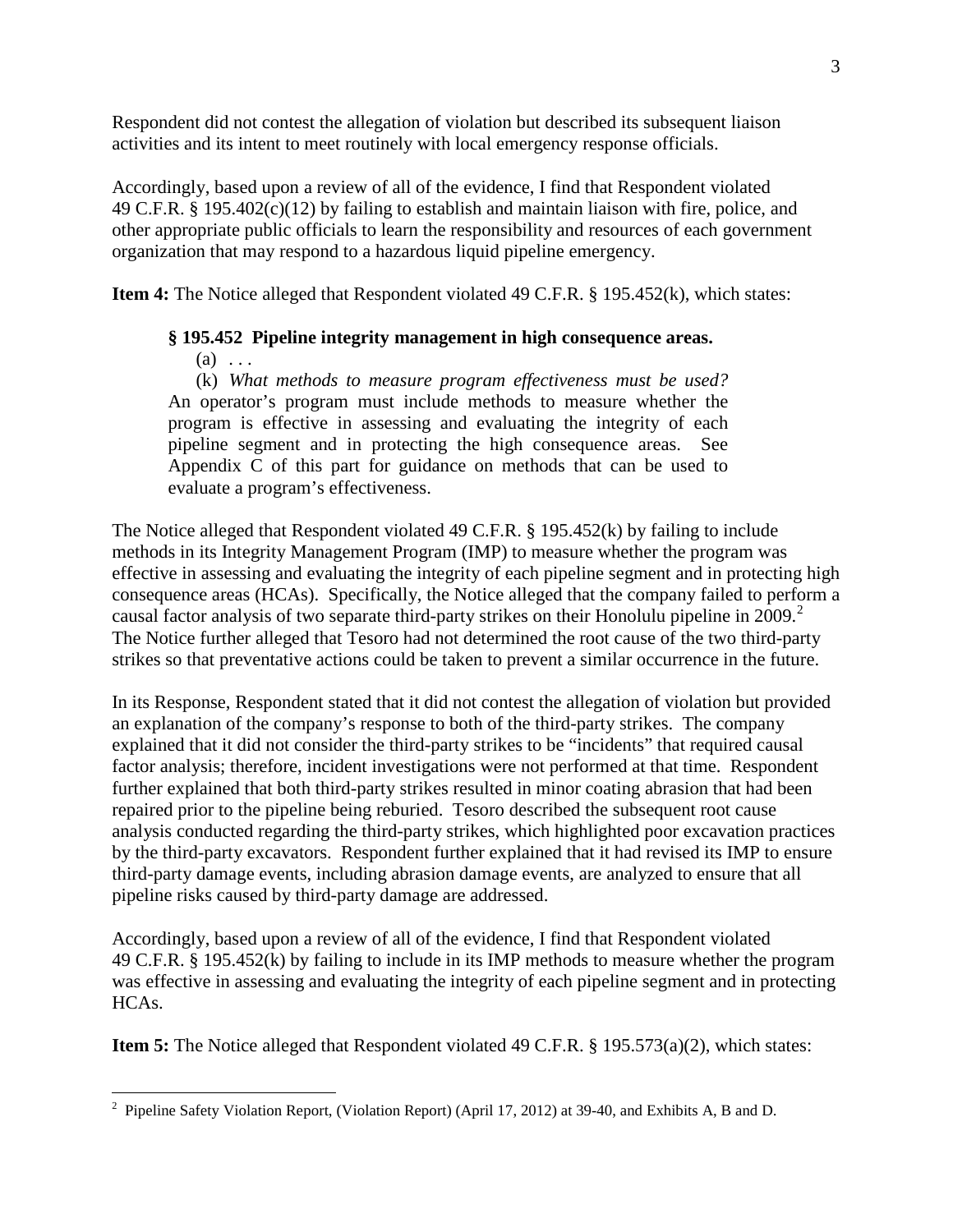Respondent did not contest the allegation of violation but described its subsequent liaison activities and its intent to meet routinely with local emergency response officials.

Accordingly, based upon a review of all of the evidence, I find that Respondent violated 49 C.F.R. § 195.402(c)(12) by failing to establish and maintain liaison with fire, police, and other appropriate public officials to learn the responsibility and resources of each government organization that may respond to a hazardous liquid pipeline emergency.

**Item 4:** The Notice alleged that Respondent violated 49 C.F.R. § 195.452(k), which states:

> **§ 195.452 Pipeline integrity management in high consequence areas.**
>
> (a) . . .
>
> (k) *What methods to measure program effectiveness must be used?* An operator's program must include methods to measure whether the program is effective in assessing and evaluating the integrity of each pipeline segment and in protecting the high consequence areas. See Appendix C of this part for guidance on methods that can be used to evaluate a program's effectiveness.

The Notice alleged that Respondent violated 49 C.F.R. § 195.452(k) by failing to include methods in its Integrity Management Program (IMP) to measure whether the program was effective in assessing and evaluating the integrity of each pipeline segment and in protecting high consequence areas (HCAs). Specifically, the Notice alleged that the company failed to perform a causal factor analysis of two separate third-party strikes on their Honolulu pipeline in 2009.[2] The Notice further alleged that Tesoro had not determined the root cause of the two third-party strikes so that preventative actions could be taken to prevent a similar occurrence in the future.

In its Response, Respondent stated that it did not contest the allegation of violation but provided an explanation of the company's response to both of the third-party strikes. The company explained that it did not consider the third-party strikes to be "incidents" that required causal factor analysis; therefore, incident investigations were not performed at that time. Respondent further explained that both third-party strikes resulted in minor coating abrasion that had been repaired prior to the pipeline being reburied. Tesoro described the subsequent root cause analysis conducted regarding the third-party strikes, which highlighted poor excavation practices by the third-party excavators. Respondent further explained that it had revised its IMP to ensure third-party damage events, including abrasion damage events, are analyzed to ensure that all pipeline risks caused by third-party damage are addressed.

Accordingly, based upon a review of all of the evidence, I find that Respondent violated 49 C.F.R. § 195.452(k) by failing to include in its IMP methods to measure whether the program was effective in assessing and evaluating the integrity of each pipeline segment and in protecting HCAs.

**Item 5:** The Notice alleged that Respondent violated 49 C.F.R. § 195.573(a)(2), which states:

---

[2] Pipeline Safety Violation Report, (Violation Report) (April 17, 2012) at 39-40, and Exhibits A, B and D.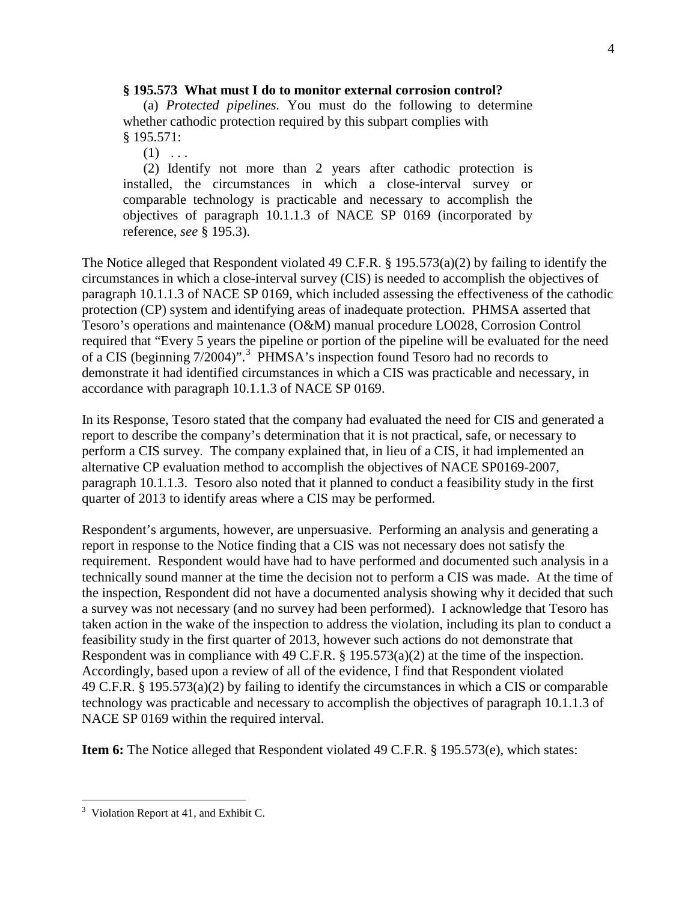> **§ 195.573 What must I do to monitor external corrosion control?**
>
> (a) *Protected pipelines.* You must do the following to determine whether cathodic protection required by this subpart complies with § 195.571:
>
> (1) . . .
>
> (2) Identify not more than 2 years after cathodic protection is installed, the circumstances in which a close-interval survey or comparable technology is practicable and necessary to accomplish the objectives of paragraph 10.1.1.3 of NACE SP 0169 (incorporated by reference, *see* § 195.3).

The Notice alleged that Respondent violated 49 C.F.R. § 195.573(a)(2) by failing to identify the circumstances in which a close-interval survey (CIS) is needed to accomplish the objectives of paragraph 10.1.1.3 of NACE SP 0169, which included assessing the effectiveness of the cathodic protection (CP) system and identifying areas of inadequate protection. PHMSA asserted that Tesoro's operations and maintenance (O&M) manual procedure LO028, Corrosion Control required that "Every 5 years the pipeline or portion of the pipeline will be evaluated for the need of a CIS (beginning 7/2004)".[3] PHMSA's inspection found Tesoro had no records to demonstrate it had identified circumstances in which a CIS was practicable and necessary, in accordance with paragraph 10.1.1.3 of NACE SP 0169.

In its Response, Tesoro stated that the company had evaluated the need for CIS and generated a report to describe the company's determination that it is not practical, safe, or necessary to perform a CIS survey. The company explained that, in lieu of a CIS, it had implemented an alternative CP evaluation method to accomplish the objectives of NACE SP0169-2007, paragraph 10.1.1.3. Tesoro also noted that it planned to conduct a feasibility study in the first quarter of 2013 to identify areas where a CIS may be performed.

Respondent's arguments, however, are unpersuasive. Performing an analysis and generating a report in response to the Notice finding that a CIS was not necessary does not satisfy the requirement. Respondent would have had to have performed and documented such analysis in a technically sound manner at the time the decision not to perform a CIS was made. At the time of the inspection, Respondent did not have a documented analysis showing why it decided that such a survey was not necessary (and no survey had been performed). I acknowledge that Tesoro has taken action in the wake of the inspection to address the violation, including its plan to conduct a feasibility study in the first quarter of 2013, however such actions do not demonstrate that Respondent was in compliance with 49 C.F.R. § 195.573(a)(2) at the time of the inspection. Accordingly, based upon a review of all of the evidence, I find that Respondent violated 49 C.F.R. § 195.573(a)(2) by failing to identify the circumstances in which a CIS or comparable technology was practicable and necessary to accomplish the objectives of paragraph 10.1.1.3 of NACE SP 0169 within the required interval.

**Item 6:** The Notice alleged that Respondent violated 49 C.F.R. § 195.573(e), which states:

---

[3] Violation Report at 41, and Exhibit C.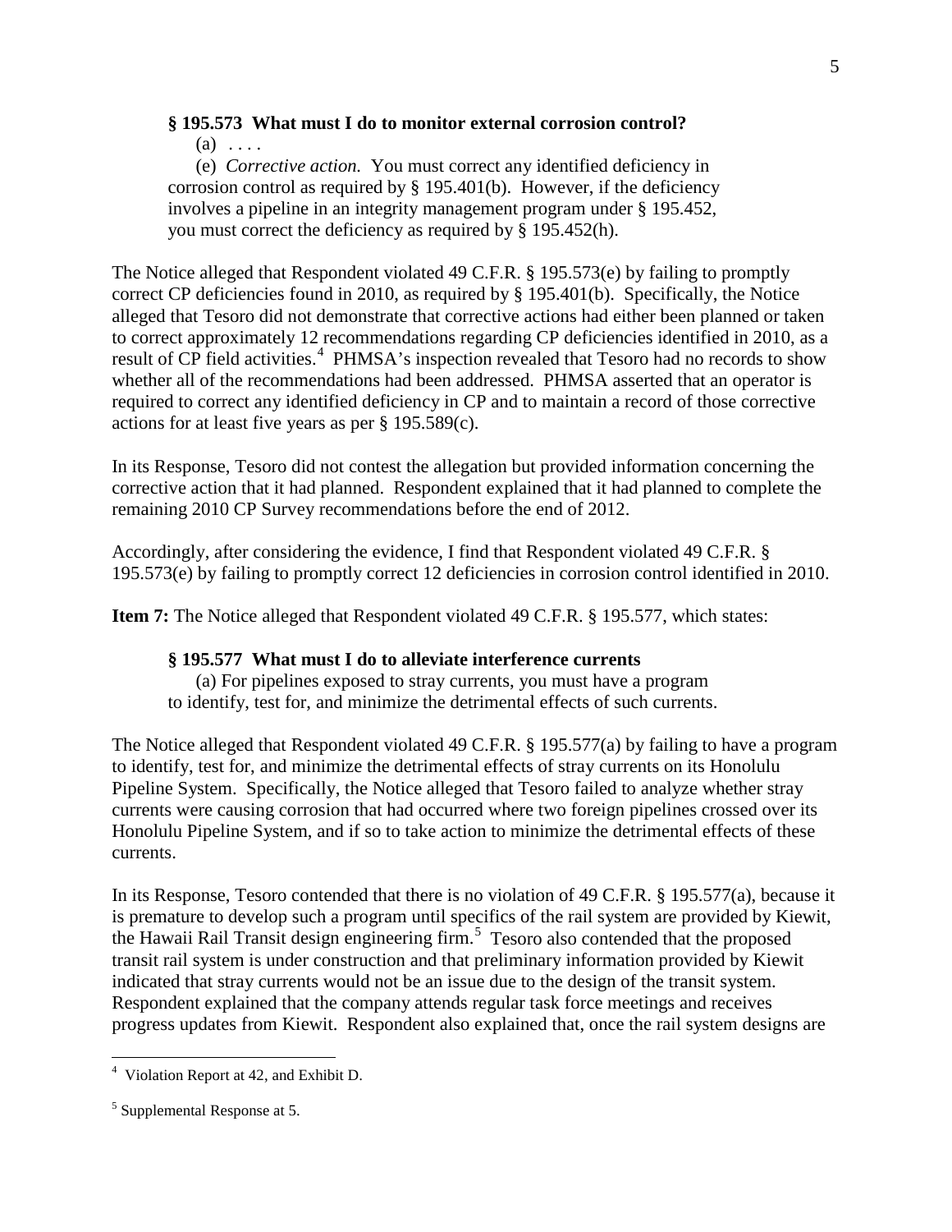**§ 195.573 What must I do to monitor external corrosion control?**

(a) . . . .

(e) *Corrective action.* You must correct any identified deficiency in corrosion control as required by § 195.401(b). However, if the deficiency involves a pipeline in an integrity management program under § 195.452, you must correct the deficiency as required by § 195.452(h).

The Notice alleged that Respondent violated 49 C.F.R. § 195.573(e) by failing to promptly correct CP deficiencies found in 2010, as required by § 195.401(b). Specifically, the Notice alleged that Tesoro did not demonstrate that corrective actions had either been planned or taken to correct approximately 12 recommendations regarding CP deficiencies identified in 2010, as a result of CP field activities.[4] PHMSA's inspection revealed that Tesoro had no records to show whether all of the recommendations had been addressed. PHMSA asserted that an operator is required to correct any identified deficiency in CP and to maintain a record of those corrective actions for at least five years as per § 195.589(c).

In its Response, Tesoro did not contest the allegation but provided information concerning the corrective action that it had planned. Respondent explained that it had planned to complete the remaining 2010 CP Survey recommendations before the end of 2012.

Accordingly, after considering the evidence, I find that Respondent violated 49 C.F.R. § 195.573(e) by failing to promptly correct 12 deficiencies in corrosion control identified in 2010.

**Item 7:** The Notice alleged that Respondent violated 49 C.F.R. § 195.577, which states:

**§ 195.577 What must I do to alleviate interference currents**

(a) For pipelines exposed to stray currents, you must have a program to identify, test for, and minimize the detrimental effects of such currents.

The Notice alleged that Respondent violated 49 C.F.R. § 195.577(a) by failing to have a program to identify, test for, and minimize the detrimental effects of stray currents on its Honolulu Pipeline System. Specifically, the Notice alleged that Tesoro failed to analyze whether stray currents were causing corrosion that had occurred where two foreign pipelines crossed over its Honolulu Pipeline System, and if so to take action to minimize the detrimental effects of these currents.

In its Response, Tesoro contended that there is no violation of 49 C.F.R. § 195.577(a), because it is premature to develop such a program until specifics of the rail system are provided by Kiewit, the Hawaii Rail Transit design engineering firm.[5] Tesoro also contended that the proposed transit rail system is under construction and that preliminary information provided by Kiewit indicated that stray currents would not be an issue due to the design of the transit system. Respondent explained that the company attends regular task force meetings and receives progress updates from Kiewit. Respondent also explained that, once the rail system designs are

---

[4] Violation Report at 42, and Exhibit D.

[5] Supplemental Response at 5.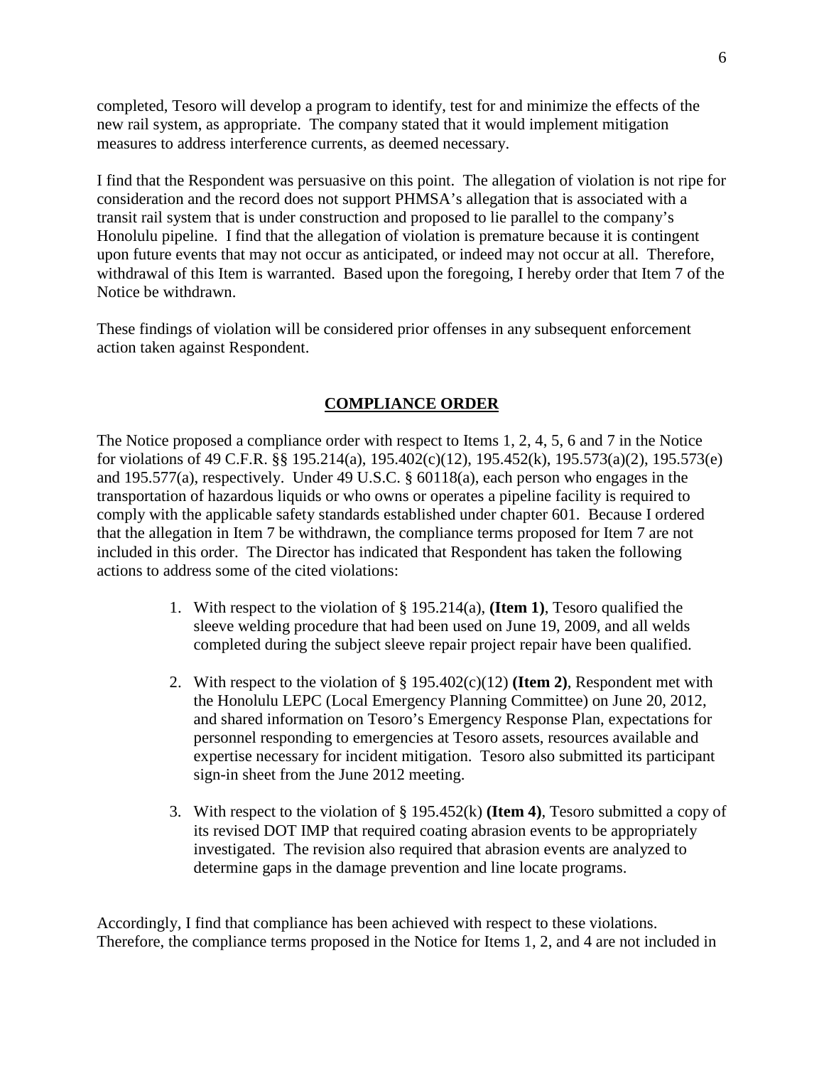completed, Tesoro will develop a program to identify, test for and minimize the effects of the new rail system, as appropriate. The company stated that it would implement mitigation measures to address interference currents, as deemed necessary.

I find that the Respondent was persuasive on this point. The allegation of violation is not ripe for consideration and the record does not support PHMSA's allegation that is associated with a transit rail system that is under construction and proposed to lie parallel to the company's Honolulu pipeline. I find that the allegation of violation is premature because it is contingent upon future events that may not occur as anticipated, or indeed may not occur at all. Therefore, withdrawal of this Item is warranted. Based upon the foregoing, I hereby order that Item 7 of the Notice be withdrawn.

These findings of violation will be considered prior offenses in any subsequent enforcement action taken against Respondent.

## COMPLIANCE ORDER

The Notice proposed a compliance order with respect to Items 1, 2, 4, 5, 6 and 7 in the Notice for violations of 49 C.F.R. §§ 195.214(a), 195.402(c)(12), 195.452(k), 195.573(a)(2), 195.573(e) and 195.577(a), respectively. Under 49 U.S.C. § 60118(a), each person who engages in the transportation of hazardous liquids or who owns or operates a pipeline facility is required to comply with the applicable safety standards established under chapter 601. Because I ordered that the allegation in Item 7 be withdrawn, the compliance terms proposed for Item 7 are not included in this order. The Director has indicated that Respondent has taken the following actions to address some of the cited violations:

1. With respect to the violation of § 195.214(a), **(Item 1)**, Tesoro qualified the sleeve welding procedure that had been used on June 19, 2009, and all welds completed during the subject sleeve repair project repair have been qualified.

2. With respect to the violation of § 195.402(c)(12) **(Item 2)**, Respondent met with the Honolulu LEPC (Local Emergency Planning Committee) on June 20, 2012, and shared information on Tesoro's Emergency Response Plan, expectations for personnel responding to emergencies at Tesoro assets, resources available and expertise necessary for incident mitigation. Tesoro also submitted its participant sign-in sheet from the June 2012 meeting.

3. With respect to the violation of § 195.452(k) **(Item 4)**, Tesoro submitted a copy of its revised DOT IMP that required coating abrasion events to be appropriately investigated. The revision also required that abrasion events are analyzed to determine gaps in the damage prevention and line locate programs.

Accordingly, I find that compliance has been achieved with respect to these violations. Therefore, the compliance terms proposed in the Notice for Items 1, 2, and 4 are not included in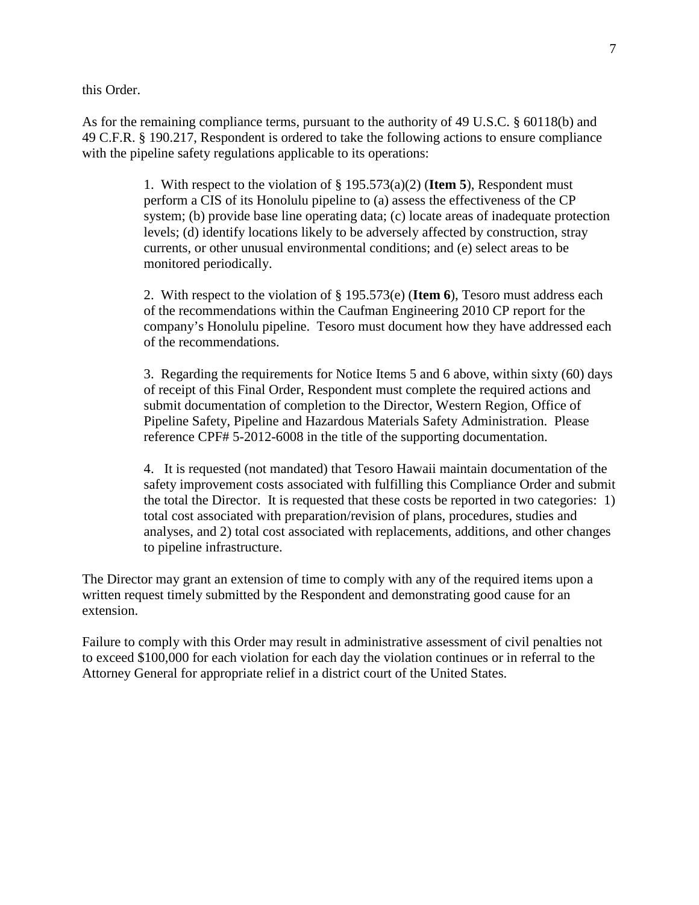this Order.

As for the remaining compliance terms, pursuant to the authority of 49 U.S.C. § 60118(b) and 49 C.F.R. § 190.217, Respondent is ordered to take the following actions to ensure compliance with the pipeline safety regulations applicable to its operations:

> 1. With respect to the violation of § 195.573(a)(2) (**Item 5**), Respondent must perform a CIS of its Honolulu pipeline to (a) assess the effectiveness of the CP system; (b) provide base line operating data; (c) locate areas of inadequate protection levels; (d) identify locations likely to be adversely affected by construction, stray currents, or other unusual environmental conditions; and (e) select areas to be monitored periodically.
>
> 2. With respect to the violation of § 195.573(e) (**Item 6**), Tesoro must address each of the recommendations within the Caufman Engineering 2010 CP report for the company's Honolulu pipeline. Tesoro must document how they have addressed each of the recommendations.
>
> 3. Regarding the requirements for Notice Items 5 and 6 above, within sixty (60) days of receipt of this Final Order, Respondent must complete the required actions and submit documentation of completion to the Director, Western Region, Office of Pipeline Safety, Pipeline and Hazardous Materials Safety Administration. Please reference CPF# 5-2012-6008 in the title of the supporting documentation.
>
> 4. It is requested (not mandated) that Tesoro Hawaii maintain documentation of the safety improvement costs associated with fulfilling this Compliance Order and submit the total the Director. It is requested that these costs be reported in two categories: 1) total cost associated with preparation/revision of plans, procedures, studies and analyses, and 2) total cost associated with replacements, additions, and other changes to pipeline infrastructure.

The Director may grant an extension of time to comply with any of the required items upon a written request timely submitted by the Respondent and demonstrating good cause for an extension.

Failure to comply with this Order may result in administrative assessment of civil penalties not to exceed $100,000 for each violation for each day the violation continues or in referral to the Attorney General for appropriate relief in a district court of the United States.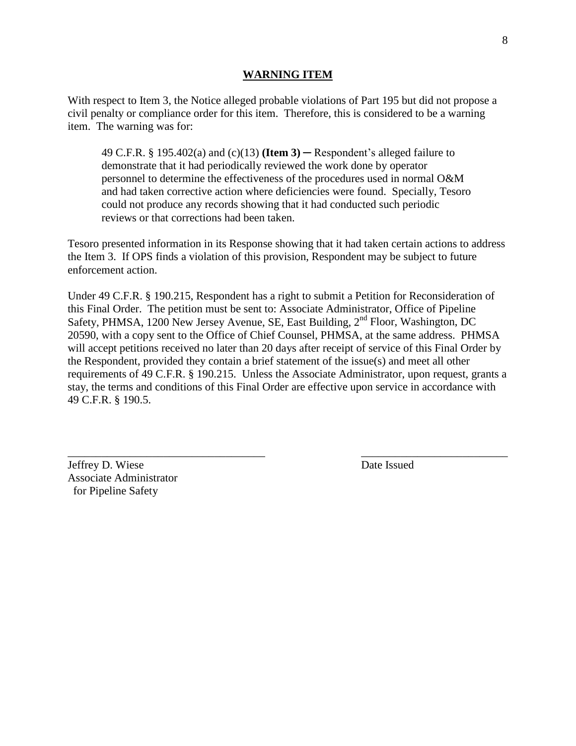## WARNING ITEM

With respect to Item 3, the Notice alleged probable violations of Part 195 but did not propose a civil penalty or compliance order for this item. Therefore, this is considered to be a warning item. The warning was for:

> 49 C.F.R. § 195.402(a) and (c)(13) **(Item 3)** ─ Respondent's alleged failure to demonstrate that it had periodically reviewed the work done by operator personnel to determine the effectiveness of the procedures used in normal O&M and had taken corrective action where deficiencies were found. Specially, Tesoro could not produce any records showing that it had conducted such periodic reviews or that corrections had been taken.

Tesoro presented information in its Response showing that it had taken certain actions to address the Item 3. If OPS finds a violation of this provision, Respondent may be subject to future enforcement action.

Under 49 C.F.R. § 190.215, Respondent has a right to submit a Petition for Reconsideration of this Final Order. The petition must be sent to: Associate Administrator, Office of Pipeline Safety, PHMSA, 1200 New Jersey Avenue, SE, East Building, 2nd Floor, Washington, DC 20590, with a copy sent to the Office of Chief Counsel, PHMSA, at the same address. PHMSA will accept petitions received no later than 20 days after receipt of service of this Final Order by the Respondent, provided they contain a brief statement of the issue(s) and meet all other requirements of 49 C.F.R. § 190.215. Unless the Associate Administrator, upon request, grants a stay, the terms and conditions of this Final Order are effective upon service in accordance with 49 C.F.R. § 190.5.

\_\_\_\_\_\_\_\_\_\_\_\_\_\_\_\_\_\_\_\_\_\_\_\_\_\_\_\_\_\_\_\_\_\_\_\_ &nbsp;&nbsp;&nbsp;&nbsp;&nbsp;&nbsp;&nbsp;&nbsp;&nbsp;&nbsp; \_\_\_\_\_\_\_\_\_\_\_\_\_\_\_\_\_\_\_\_\_\_\_\_\_\_\_

Jeffrey D. Wiese
Associate Administrator
for Pipeline Safety

Date Issued